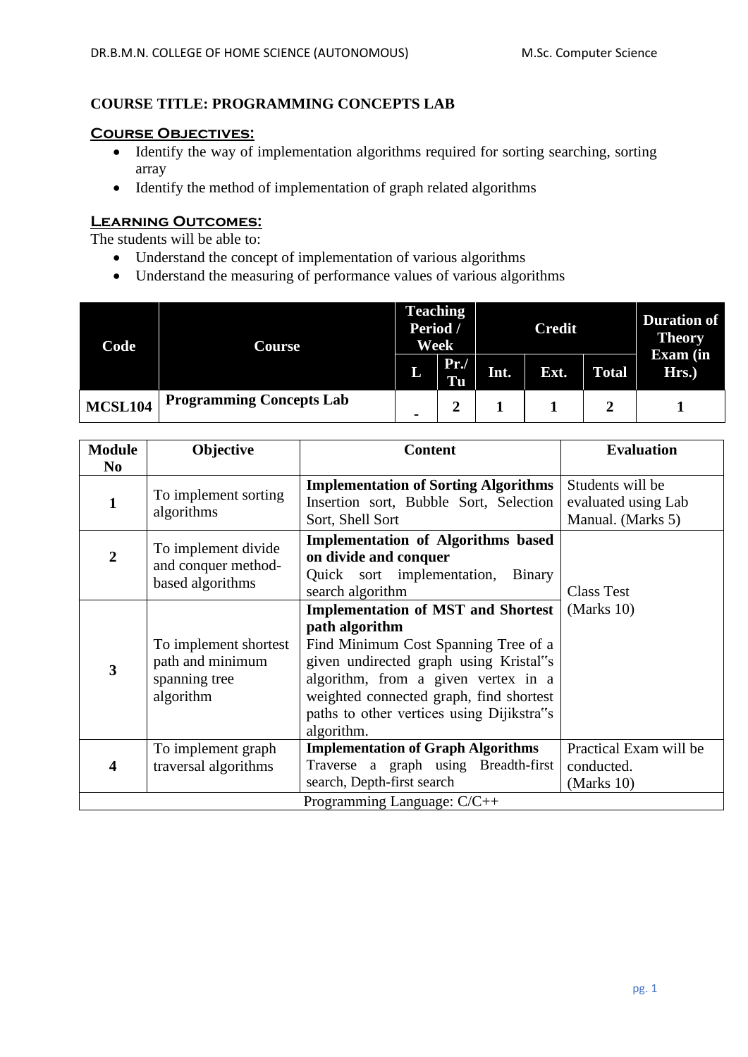**COURSE TITLE: PROGRAMMING CONCEPTS LAB**

**Course Objectives:**

- Identify the way of implementation algorithms required for sorting searching, sorting array
- Identify the method of implementation of graph related algorithms

**Learning Outcomes:**

The students will be able to:

- Understand the concept of implementation of various algorithms
- Understand the measuring of performance values of various algorithms

| Code | Course | Teaching Period / Week | | Credit | | | Duration of Theory Exam (in Hrs.) |
|---|---|---|---|---|---|---|---|
| | | L | Pr./ Tu | Int. | Ext. | Total | |
| MCSL104 | Programming Concepts Lab | - | 2 | 1 | 1 | 2 | 1 |

| Module No | Objective | Content | Evaluation |
|---|---|---|---|
| 1 | To implement sorting algorithms | **Implementation of Sorting Algorithms** Insertion sort, Bubble Sort, Selection Sort, Shell Sort | Students will be evaluated using Lab Manual. (Marks 5) |
| 2 | To implement divide and conquer method-based algorithms | **Implementation of Algorithms based on divide and conquer** Quick sort implementation, Binary search algorithm | Class Test (Marks 10) |
| 3 | To implement shortest path and minimum spanning tree algorithm | **Implementation of MST and Shortest path algorithm** Find Minimum Cost Spanning Tree of a given undirected graph using Kristal"s algorithm, from a given vertex in a weighted connected graph, find shortest paths to other vertices using Dijikstra"s algorithm. | |
| 4 | To implement graph traversal algorithms | **Implementation of Graph Algorithms** Traverse a graph using Breadth-first search, Depth-first search | Practical Exam will be conducted. (Marks 10) |
| Programming Language: C/C++ | | | |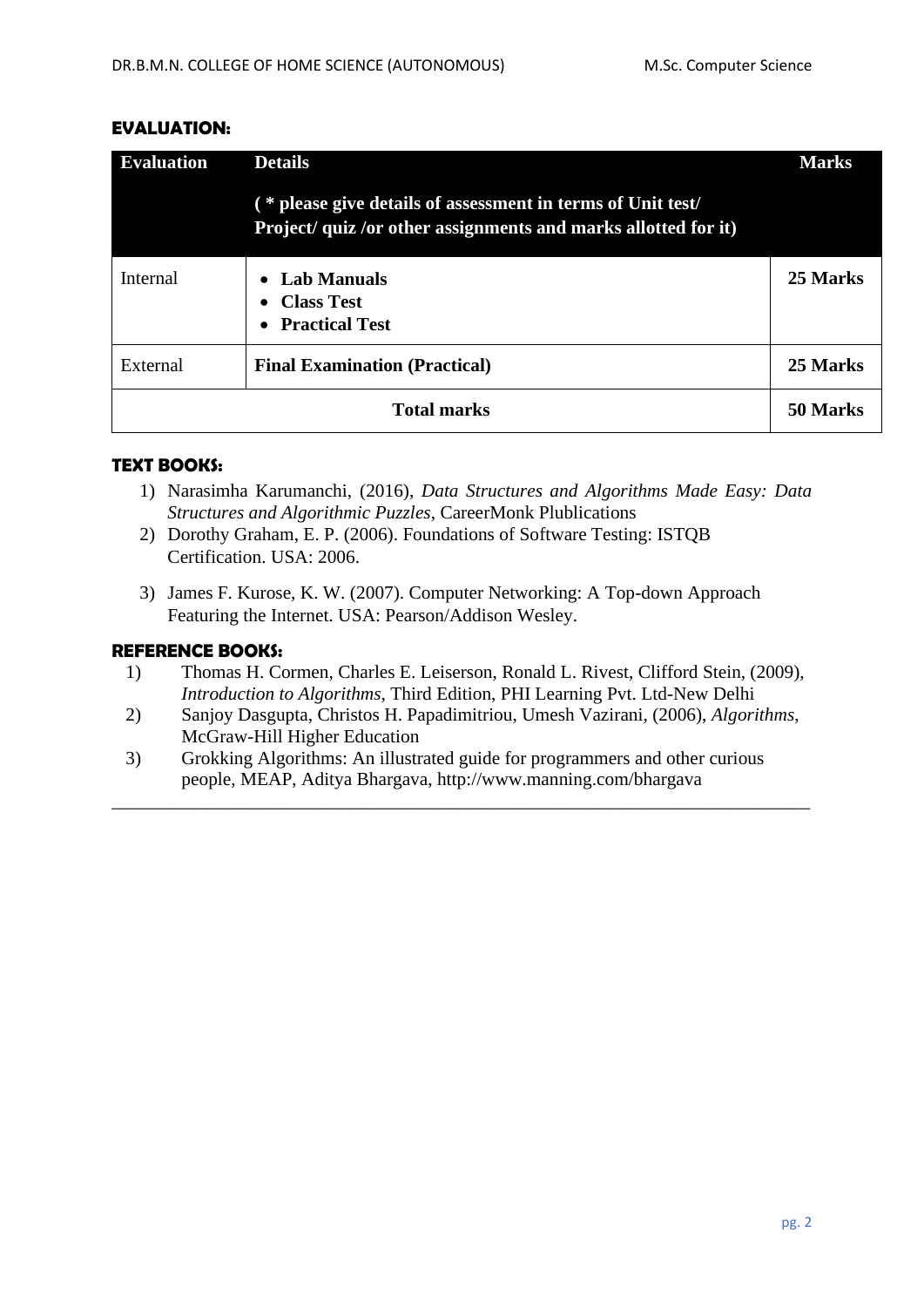### EVALUATION:

| Evaluation | Details<br><br>( * please give details of assessment in terms of Unit test/ Project/ quiz /or other assignments and marks allotted for it) | Marks |
|---|---|---|
| Internal | • **Lab Manuals**<br>• **Class Test**<br>• **Practical Test** | **25 Marks** |
| External | **Final Examination (Practical)** | **25 Marks** |
| **Total marks** | | **50 Marks** |

### TEXT BOOKS:

1) Narasimha Karumanchi, (2016), *Data Structures and Algorithms Made Easy: Data Structures and Algorithmic Puzzles*, CareerMonk Plublications
2) Dorothy Graham, E. P. (2006). Foundations of Software Testing: ISTQB Certification. USA: 2006.
3) James F. Kurose, K. W. (2007). Computer Networking: A Top-down Approach Featuring the Internet. USA: Pearson/Addison Wesley.

### REFERENCE BOOKS:

1) Thomas H. Cormen, Charles E. Leiserson, Ronald L. Rivest, Clifford Stein, (2009), *Introduction to Algorithms*, Third Edition, PHI Learning Pvt. Ltd-New Delhi
2) Sanjoy Dasgupta, Christos H. Papadimitriou, Umesh Vazirani, (2006), *Algorithms*, McGraw-Hill Higher Education
3) Grokking Algorithms: An illustrated guide for programmers and other curious people, MEAP, Aditya Bhargava, http://www.manning.com/bhargava

---